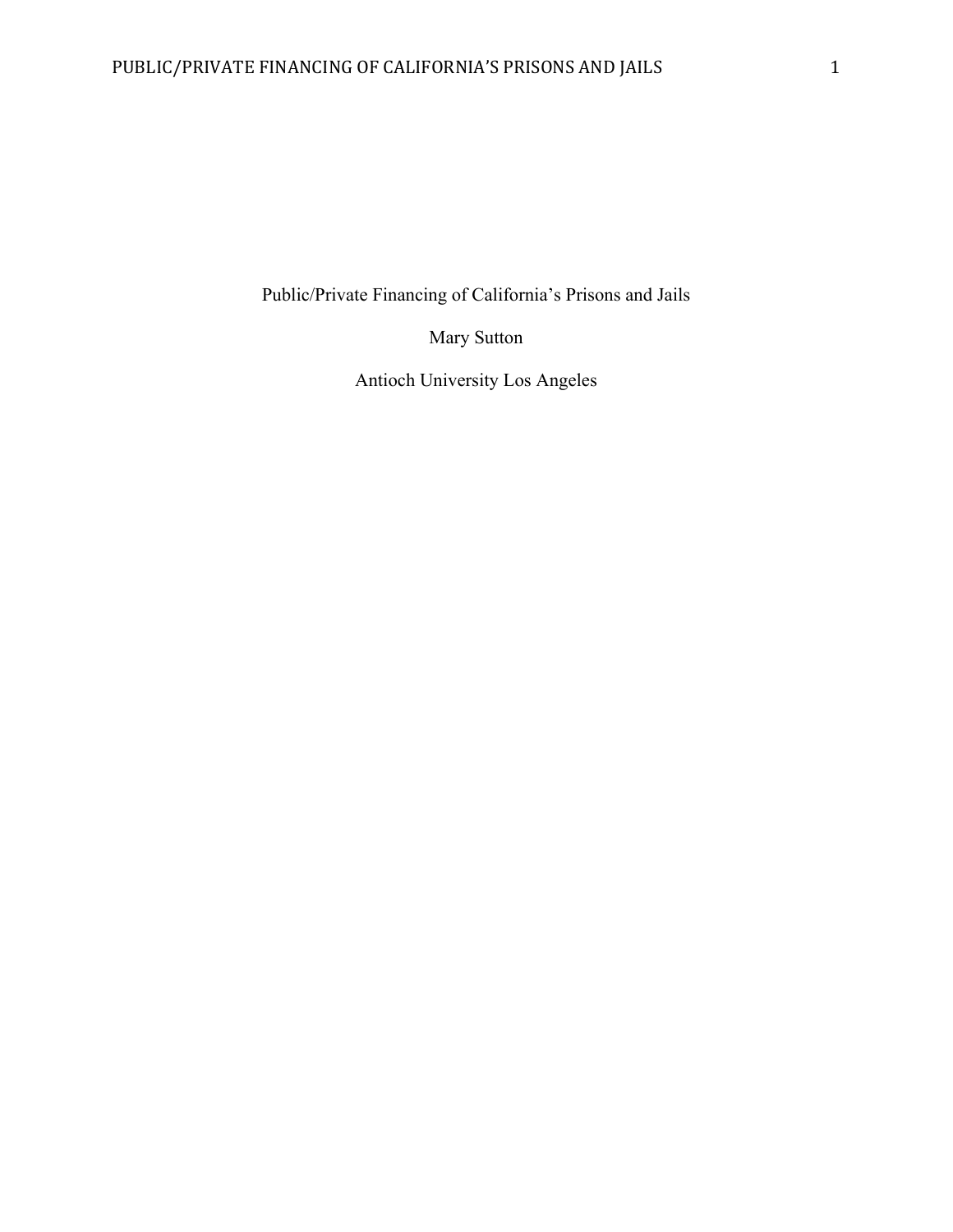# Public/Private Financing of California's Prisons and Jails

Mary Sutton

Antioch University Los Angeles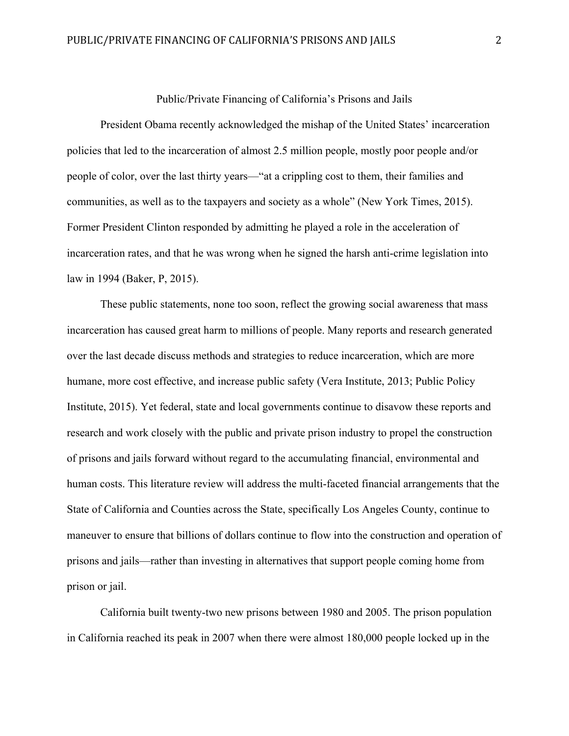# Public/Private Financing of California's Prisons and Jails

President Obama recently acknowledged the mishap of the United States' incarceration policies that led to the incarceration of almost 2.5 million people, mostly poor people and/or people of color, over the last thirty years—"at a crippling cost to them, their families and communities, as well as to the taxpayers and society as a whole" (New York Times, 2015). Former President Clinton responded by admitting he played a role in the acceleration of incarceration rates, and that he was wrong when he signed the harsh anti-crime legislation into law in 1994 (Baker, P, 2015).

These public statements, none too soon, reflect the growing social awareness that mass incarceration has caused great harm to millions of people. Many reports and research generated over the last decade discuss methods and strategies to reduce incarceration, which are more humane, more cost effective, and increase public safety (Vera Institute, 2013; Public Policy Institute, 2015). Yet federal, state and local governments continue to disavow these reports and research and work closely with the public and private prison industry to propel the construction of prisons and jails forward without regard to the accumulating financial, environmental and human costs. This literature review will address the multi-faceted financial arrangements that the State of California and Counties across the State, specifically Los Angeles County, continue to maneuver to ensure that billions of dollars continue to flow into the construction and operation of prisons and jails—rather than investing in alternatives that support people coming home from prison or jail.

California built twenty-two new prisons between 1980 and 2005. The prison population in California reached its peak in 2007 when there were almost 180,000 people locked up in the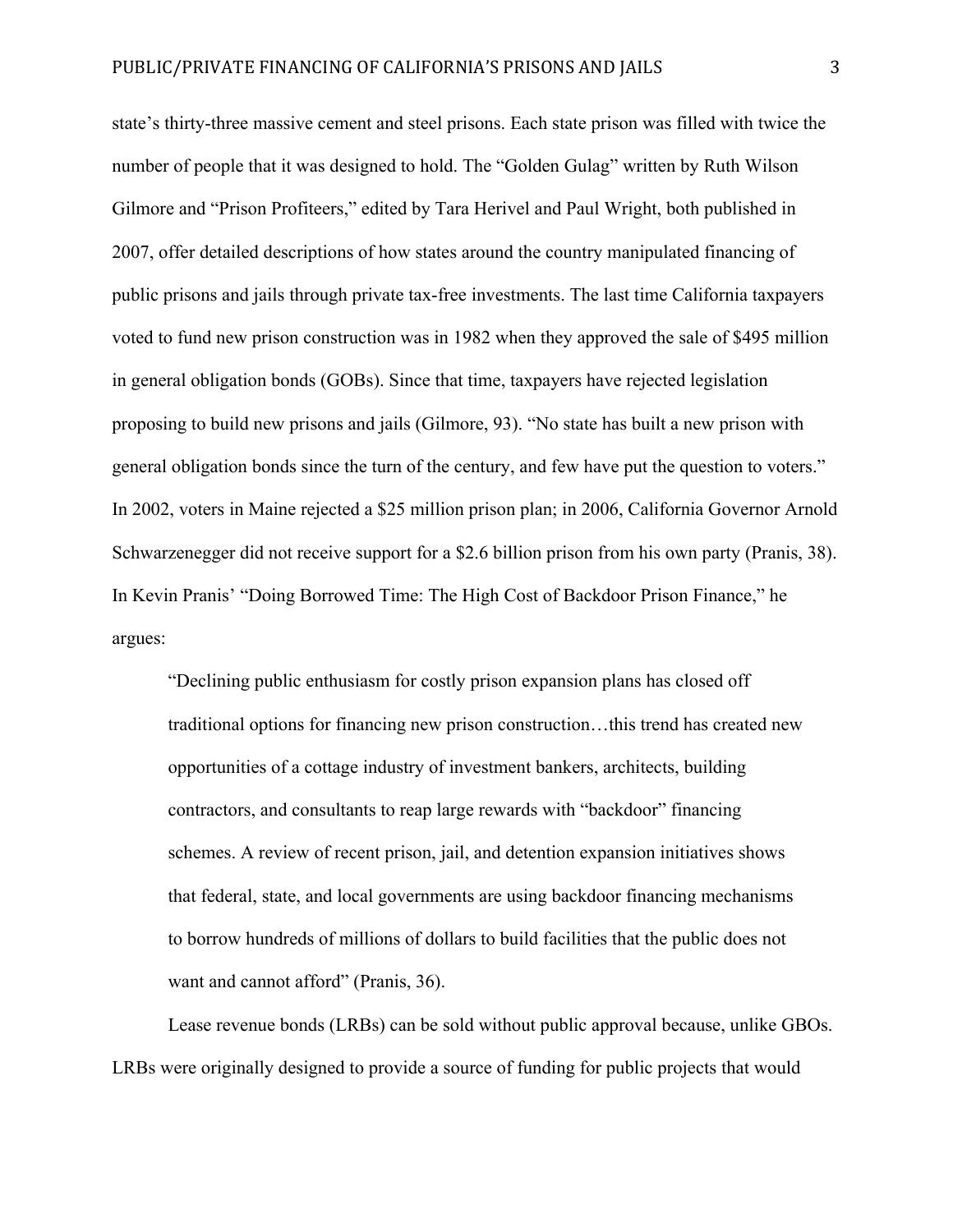state's thirty-three massive cement and steel prisons. Each state prison was filled with twice the number of people that it was designed to hold. The "Golden Gulag" written by Ruth Wilson Gilmore and "Prison Profiteers," edited by Tara Herivel and Paul Wright, both published in 2007, offer detailed descriptions of how states around the country manipulated financing of public prisons and jails through private tax-free investments. The last time California taxpayers voted to fund new prison construction was in 1982 when they approved the sale of $495 million in general obligation bonds (GOBs). Since that time, taxpayers have rejected legislation proposing to build new prisons and jails (Gilmore, 93). "No state has built a new prison with general obligation bonds since the turn of the century, and few have put the question to voters." In 2002, voters in Maine rejected a $25 million prison plan; in 2006, California Governor Arnold Schwarzenegger did not receive support for a $2.6 billion prison from his own party (Pranis, 38). In Kevin Pranis' "Doing Borrowed Time: The High Cost of Backdoor Prison Finance," he argues:

> "Declining public enthusiasm for costly prison expansion plans has closed off traditional options for financing new prison construction…this trend has created new opportunities of a cottage industry of investment bankers, architects, building contractors, and consultants to reap large rewards with "backdoor" financing schemes. A review of recent prison, jail, and detention expansion initiatives shows that federal, state, and local governments are using backdoor financing mechanisms to borrow hundreds of millions of dollars to build facilities that the public does not want and cannot afford" (Pranis, 36).

Lease revenue bonds (LRBs) can be sold without public approval because, unlike GBOs. LRBs were originally designed to provide a source of funding for public projects that would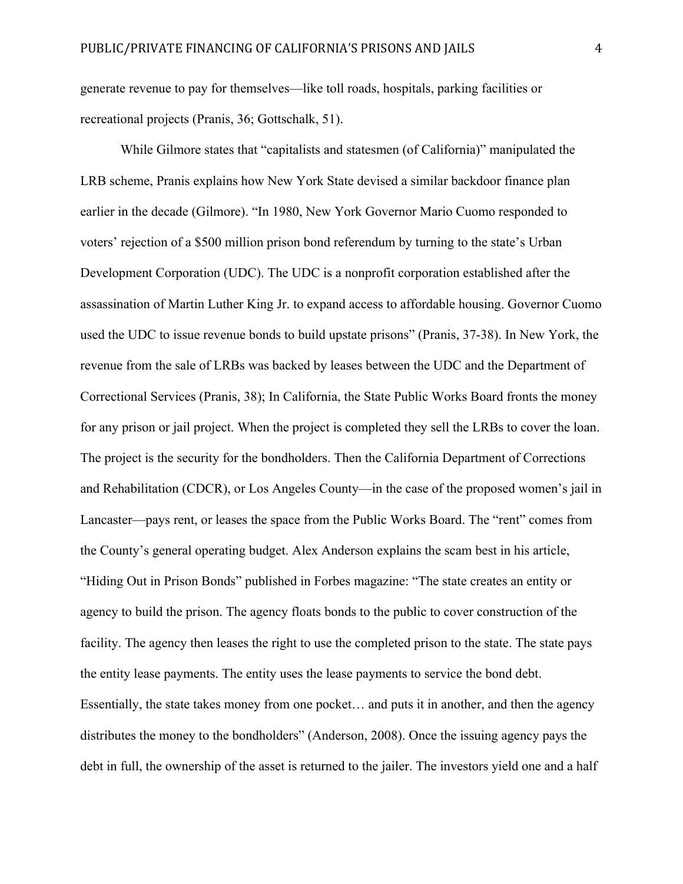generate revenue to pay for themselves—like toll roads, hospitals, parking facilities or recreational projects (Pranis, 36; Gottschalk, 51).

While Gilmore states that "capitalists and statesmen (of California)" manipulated the LRB scheme, Pranis explains how New York State devised a similar backdoor finance plan earlier in the decade (Gilmore). "In 1980, New York Governor Mario Cuomo responded to voters' rejection of a $500 million prison bond referendum by turning to the state's Urban Development Corporation (UDC). The UDC is a nonprofit corporation established after the assassination of Martin Luther King Jr. to expand access to affordable housing. Governor Cuomo used the UDC to issue revenue bonds to build upstate prisons" (Pranis, 37-38). In New York, the revenue from the sale of LRBs was backed by leases between the UDC and the Department of Correctional Services (Pranis, 38); In California, the State Public Works Board fronts the money for any prison or jail project. When the project is completed they sell the LRBs to cover the loan. The project is the security for the bondholders. Then the California Department of Corrections and Rehabilitation (CDCR), or Los Angeles County—in the case of the proposed women's jail in Lancaster—pays rent, or leases the space from the Public Works Board. The "rent" comes from the County's general operating budget. Alex Anderson explains the scam best in his article, "Hiding Out in Prison Bonds" published in Forbes magazine: "The state creates an entity or agency to build the prison. The agency floats bonds to the public to cover construction of the facility. The agency then leases the right to use the completed prison to the state. The state pays the entity lease payments. The entity uses the lease payments to service the bond debt. Essentially, the state takes money from one pocket… and puts it in another, and then the agency distributes the money to the bondholders" (Anderson, 2008). Once the issuing agency pays the debt in full, the ownership of the asset is returned to the jailer. The investors yield one and a half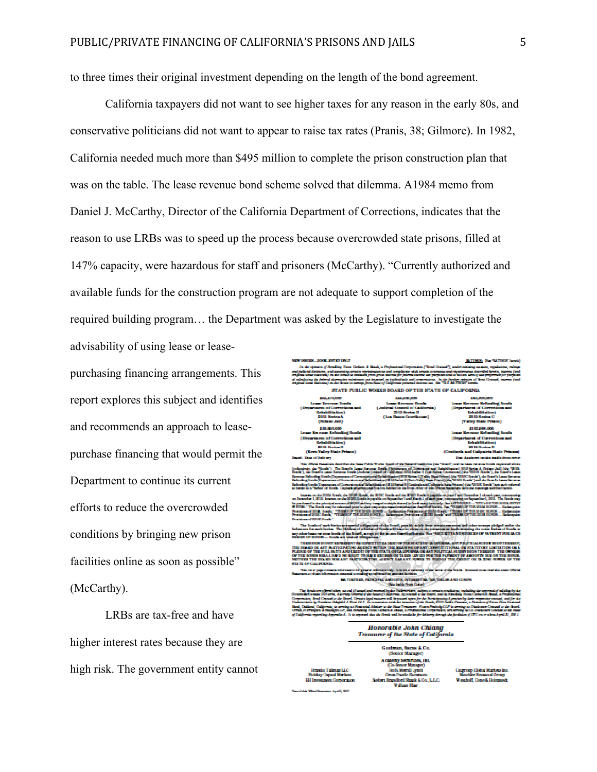to three times their original investment depending on the length of the bond agreement.

California taxpayers did not want to see higher taxes for any reason in the early 80s, and conservative politicians did not want to appear to raise tax rates (Pranis, 38; Gilmore). In 1982, California needed much more than $495 million to complete the prison construction plan that was on the table. The lease revenue bond scheme solved that dilemma. A1984 memo from Daniel J. McCarthy, Director of the California Department of Corrections, indicates that the reason to use LRBs was to speed up the process because overcrowded state prisons, filled at 147% capacity, were hazardous for staff and prisoners (McCarthy). "Currently authorized and available funds for the construction program are not adequate to support completion of the required building program… the Department was asked by the Legislature to investigate the advisability of using lease or lease-purchasing financing arrangements. This report explores this subject and identifies and recommends an approach to lease-purchase financing that would permit the Department to continue its current efforts to reduce the overcrowded conditions by bringing new prison facilities online as soon as possible" (McCarthy).

LRBs are tax-free and have higher interest rates because they are high risk. The government entity cannot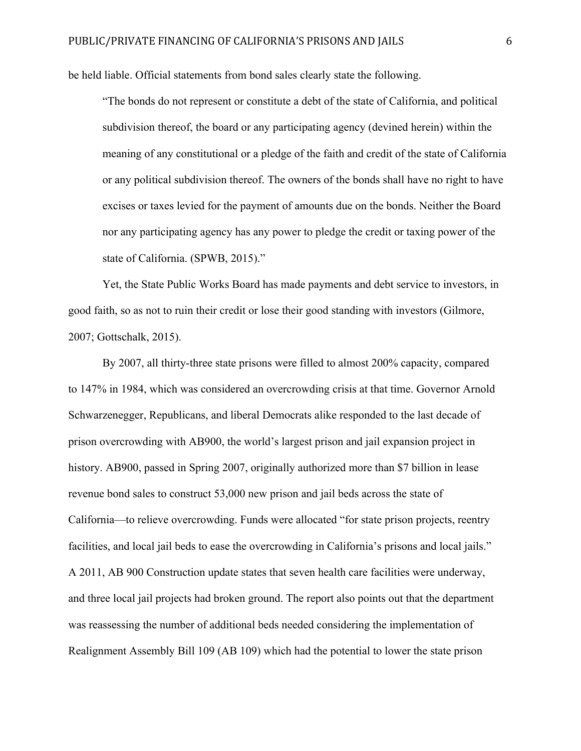be held liable. Official statements from bond sales clearly state the following.

> "The bonds do not represent or constitute a debt of the state of California, and political subdivision thereof, the board or any participating agency (devined herein) within the meaning of any constitutional or a pledge of the faith and credit of the state of California or any political subdivision thereof. The owners of the bonds shall have no right to have excises or taxes levied for the payment of amounts due on the bonds. Neither the Board nor any participating agency has any power to pledge the credit or taxing power of the state of California. (SPWB, 2015)."

Yet, the State Public Works Board has made payments and debt service to investors, in good faith, so as not to ruin their credit or lose their good standing with investors (Gilmore, 2007; Gottschalk, 2015).

By 2007, all thirty-three state prisons were filled to almost 200% capacity, compared to 147% in 1984, which was considered an overcrowding crisis at that time. Governor Arnold Schwarzenegger, Republicans, and liberal Democrats alike responded to the last decade of prison overcrowding with AB900, the world's largest prison and jail expansion project in history. AB900, passed in Spring 2007, originally authorized more than $7 billion in lease revenue bond sales to construct 53,000 new prison and jail beds across the state of California—to relieve overcrowding. Funds were allocated "for state prison projects, reentry facilities, and local jail beds to ease the overcrowding in California's prisons and local jails." A 2011, AB 900 Construction update states that seven health care facilities were underway, and three local jail projects had broken ground. The report also points out that the department was reassessing the number of additional beds needed considering the implementation of Realignment Assembly Bill 109 (AB 109) which had the potential to lower the state prison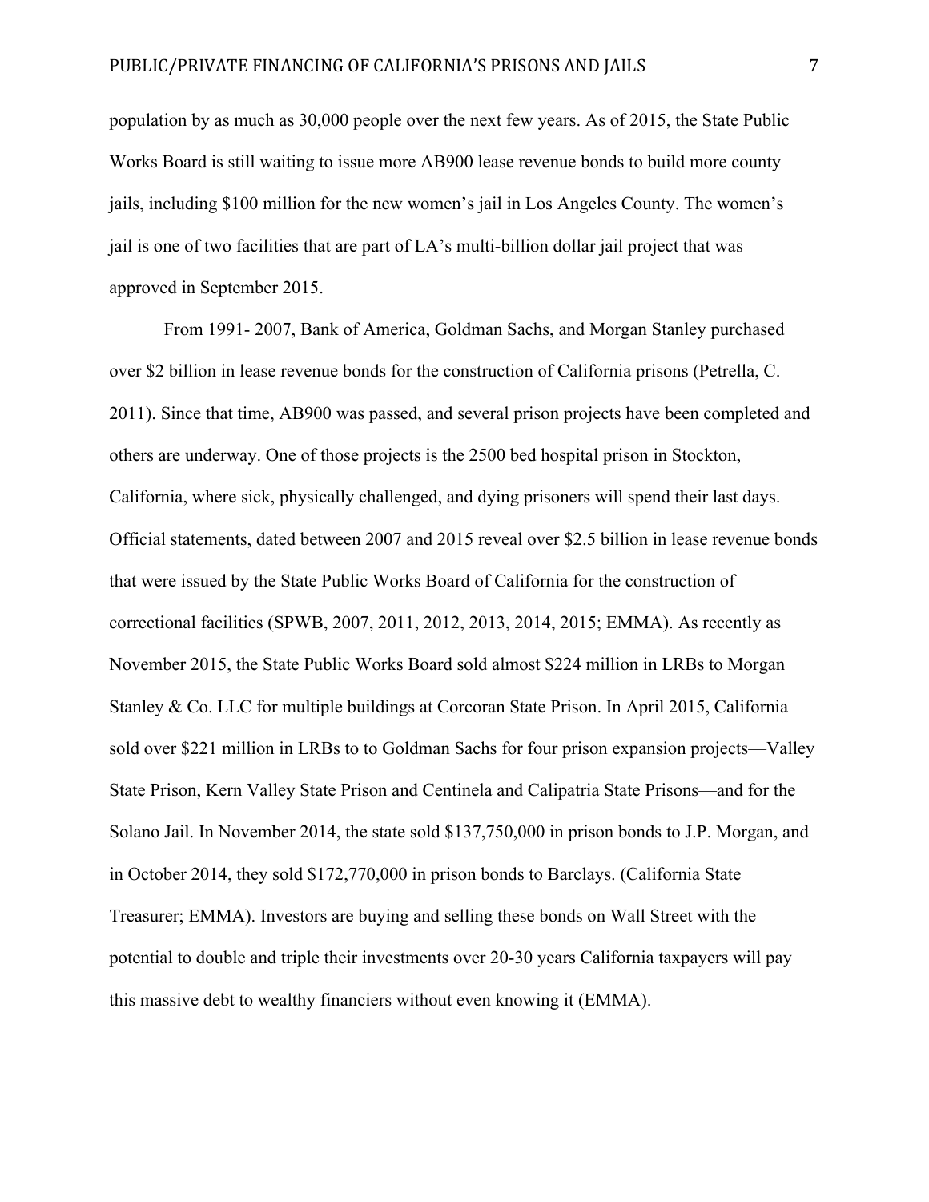population by as much as 30,000 people over the next few years. As of 2015, the State Public Works Board is still waiting to issue more AB900 lease revenue bonds to build more county jails, including $100 million for the new women's jail in Los Angeles County. The women's jail is one of two facilities that are part of LA's multi-billion dollar jail project that was approved in September 2015.

From 1991- 2007, Bank of America, Goldman Sachs, and Morgan Stanley purchased over $2 billion in lease revenue bonds for the construction of California prisons (Petrella, C. 2011). Since that time, AB900 was passed, and several prison projects have been completed and others are underway. One of those projects is the 2500 bed hospital prison in Stockton, California, where sick, physically challenged, and dying prisoners will spend their last days. Official statements, dated between 2007 and 2015 reveal over $2.5 billion in lease revenue bonds that were issued by the State Public Works Board of California for the construction of correctional facilities (SPWB, 2007, 2011, 2012, 2013, 2014, 2015; EMMA). As recently as November 2015, the State Public Works Board sold almost $224 million in LRBs to Morgan Stanley & Co. LLC for multiple buildings at Corcoran State Prison. In April 2015, California sold over $221 million in LRBs to to Goldman Sachs for four prison expansion projects—Valley State Prison, Kern Valley State Prison and Centinela and Calipatria State Prisons—and for the Solano Jail. In November 2014, the state sold $137,750,000 in prison bonds to J.P. Morgan, and in October 2014, they sold $172,770,000 in prison bonds to Barclays. (California State Treasurer; EMMA). Investors are buying and selling these bonds on Wall Street with the potential to double and triple their investments over 20-30 years California taxpayers will pay this massive debt to wealthy financiers without even knowing it (EMMA).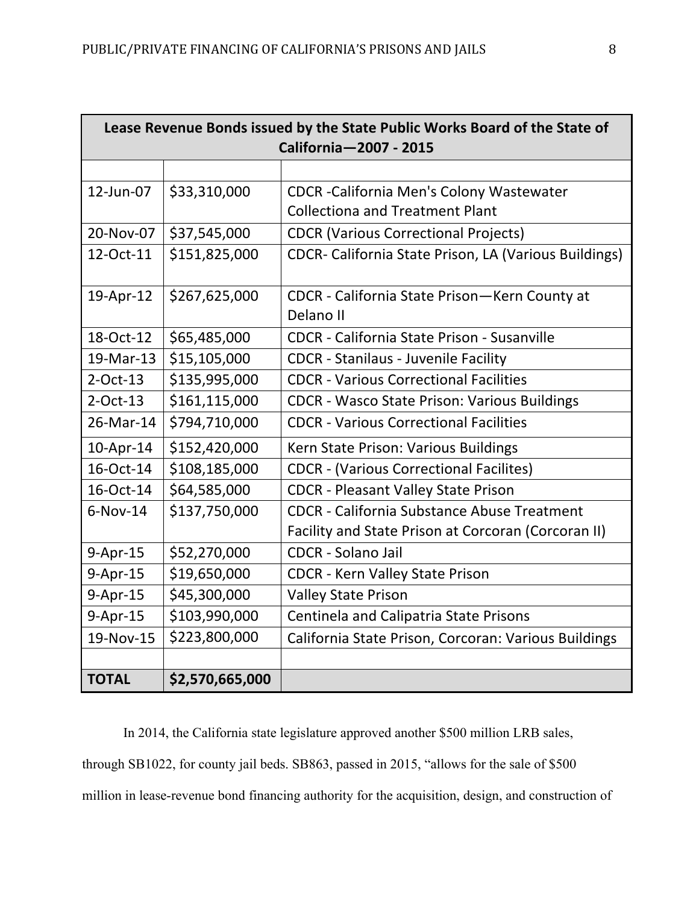| Lease Revenue Bonds issued by the State Public Works Board of the State of California—2007 - 2015 | | |
|---|---|---|
| | | |
| 12-Jun-07 | $33,310,000 | CDCR -California Men's Colony Wastewater Collectiona and Treatment Plant |
| 20-Nov-07 | $37,545,000 | CDCR (Various Correctional Projects) |
| 12-Oct-11 | $151,825,000 | CDCR- California State Prison, LA (Various Buildings) |
| 19-Apr-12 | $267,625,000 | CDCR - California State Prison—Kern County at Delano II |
| 18-Oct-12 | $65,485,000 | CDCR - California State Prison - Susanville |
| 19-Mar-13 | $15,105,000 | CDCR - Stanilaus - Juvenile Facility |
| 2-Oct-13 | $135,995,000 | CDCR - Various Correctional Facilities |
| 2-Oct-13 | $161,115,000 | CDCR - Wasco State Prison: Various Buildings |
| 26-Mar-14 | $794,710,000 | CDCR - Various Correctional Facilities |
| 10-Apr-14 | $152,420,000 | Kern State Prison: Various Buildings |
| 16-Oct-14 | $108,185,000 | CDCR - (Various Correctional Facilites) |
| 16-Oct-14 | $64,585,000 | CDCR - Pleasant Valley State Prison |
| 6-Nov-14 | $137,750,000 | CDCR - California Substance Abuse Treatment Facility and State Prison at Corcoran (Corcoran II) |
| 9-Apr-15 | $52,270,000 | CDCR - Solano Jail |
| 9-Apr-15 | $19,650,000 | CDCR - Kern Valley State Prison |
| 9-Apr-15 | $45,300,000 | Valley State Prison |
| 9-Apr-15 | $103,990,000 | Centinela and Calipatria State Prisons |
| 19-Nov-15 | $223,800,000 | California State Prison, Corcoran: Various Buildings |
| | | |
| **TOTAL** | **$2,570,665,000** | |

In 2014, the California state legislature approved another $500 million LRB sales, through SB1022, for county jail beds. SB863, passed in 2015, "allows for the sale of $500 million in lease-revenue bond financing authority for the acquisition, design, and construction of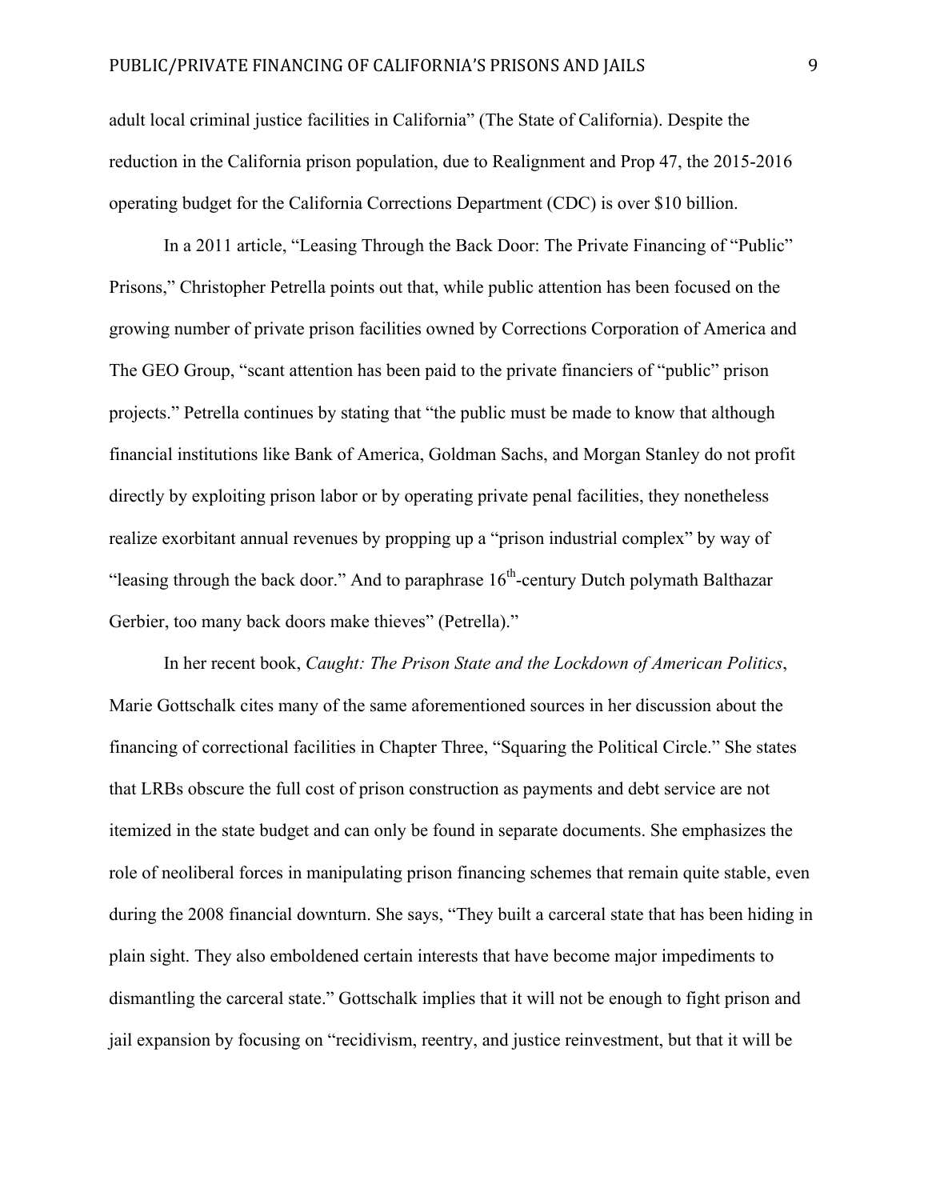adult local criminal justice facilities in California" (The State of California). Despite the reduction in the California prison population, due to Realignment and Prop 47, the 2015-2016 operating budget for the California Corrections Department (CDC) is over $10 billion.

In a 2011 article, "Leasing Through the Back Door: The Private Financing of "Public" Prisons," Christopher Petrella points out that, while public attention has been focused on the growing number of private prison facilities owned by Corrections Corporation of America and The GEO Group, "scant attention has been paid to the private financiers of "public" prison projects." Petrella continues by stating that "the public must be made to know that although financial institutions like Bank of America, Goldman Sachs, and Morgan Stanley do not profit directly by exploiting prison labor or by operating private penal facilities, they nonetheless realize exorbitant annual revenues by propping up a "prison industrial complex" by way of "leasing through the back door." And to paraphrase 16th-century Dutch polymath Balthazar Gerbier, too many back doors make thieves" (Petrella)."

In her recent book, *Caught: The Prison State and the Lockdown of American Politics*, Marie Gottschalk cites many of the same aforementioned sources in her discussion about the financing of correctional facilities in Chapter Three, "Squaring the Political Circle." She states that LRBs obscure the full cost of prison construction as payments and debt service are not itemized in the state budget and can only be found in separate documents. She emphasizes the role of neoliberal forces in manipulating prison financing schemes that remain quite stable, even during the 2008 financial downturn. She says, "They built a carceral state that has been hiding in plain sight. They also emboldened certain interests that have become major impediments to dismantling the carceral state." Gottschalk implies that it will not be enough to fight prison and jail expansion by focusing on "recidivism, reentry, and justice reinvestment, but that it will be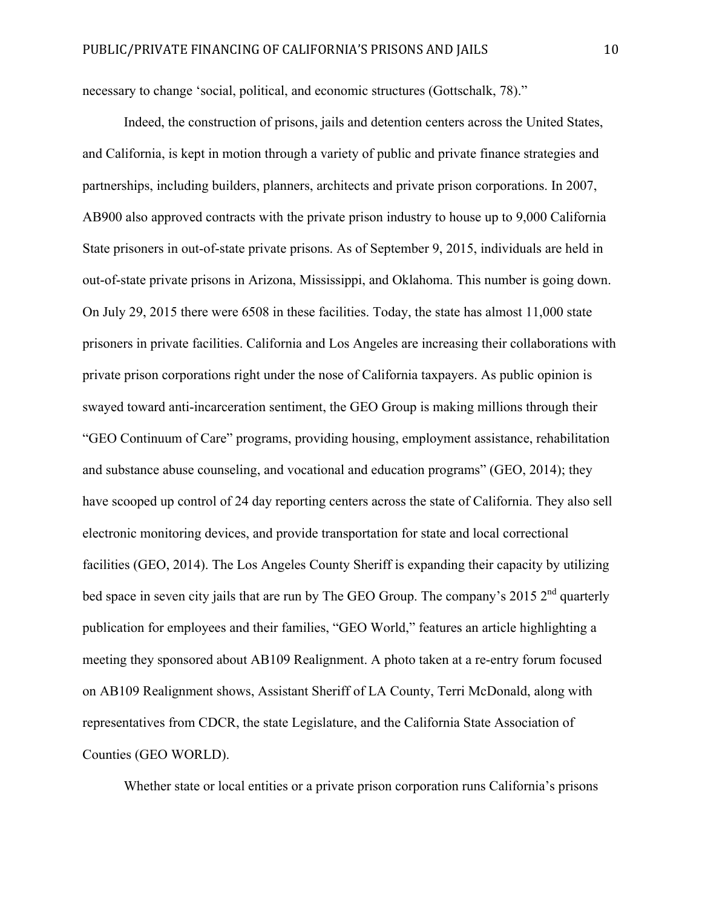necessary to change 'social, political, and economic structures (Gottschalk, 78)."

Indeed, the construction of prisons, jails and detention centers across the United States, and California, is kept in motion through a variety of public and private finance strategies and partnerships, including builders, planners, architects and private prison corporations. In 2007, AB900 also approved contracts with the private prison industry to house up to 9,000 California State prisoners in out-of-state private prisons. As of September 9, 2015, individuals are held in out-of-state private prisons in Arizona, Mississippi, and Oklahoma. This number is going down. On July 29, 2015 there were 6508 in these facilities. Today, the state has almost 11,000 state prisoners in private facilities. California and Los Angeles are increasing their collaborations with private prison corporations right under the nose of California taxpayers. As public opinion is swayed toward anti-incarceration sentiment, the GEO Group is making millions through their "GEO Continuum of Care" programs, providing housing, employment assistance, rehabilitation and substance abuse counseling, and vocational and education programs" (GEO, 2014); they have scooped up control of 24 day reporting centers across the state of California. They also sell electronic monitoring devices, and provide transportation for state and local correctional facilities (GEO, 2014). The Los Angeles County Sheriff is expanding their capacity by utilizing bed space in seven city jails that are run by The GEO Group. The company's 2015 2nd quarterly publication for employees and their families, "GEO World," features an article highlighting a meeting they sponsored about AB109 Realignment. A photo taken at a re-entry forum focused on AB109 Realignment shows, Assistant Sheriff of LA County, Terri McDonald, along with representatives from CDCR, the state Legislature, and the California State Association of Counties (GEO WORLD).

Whether state or local entities or a private prison corporation runs California's prisons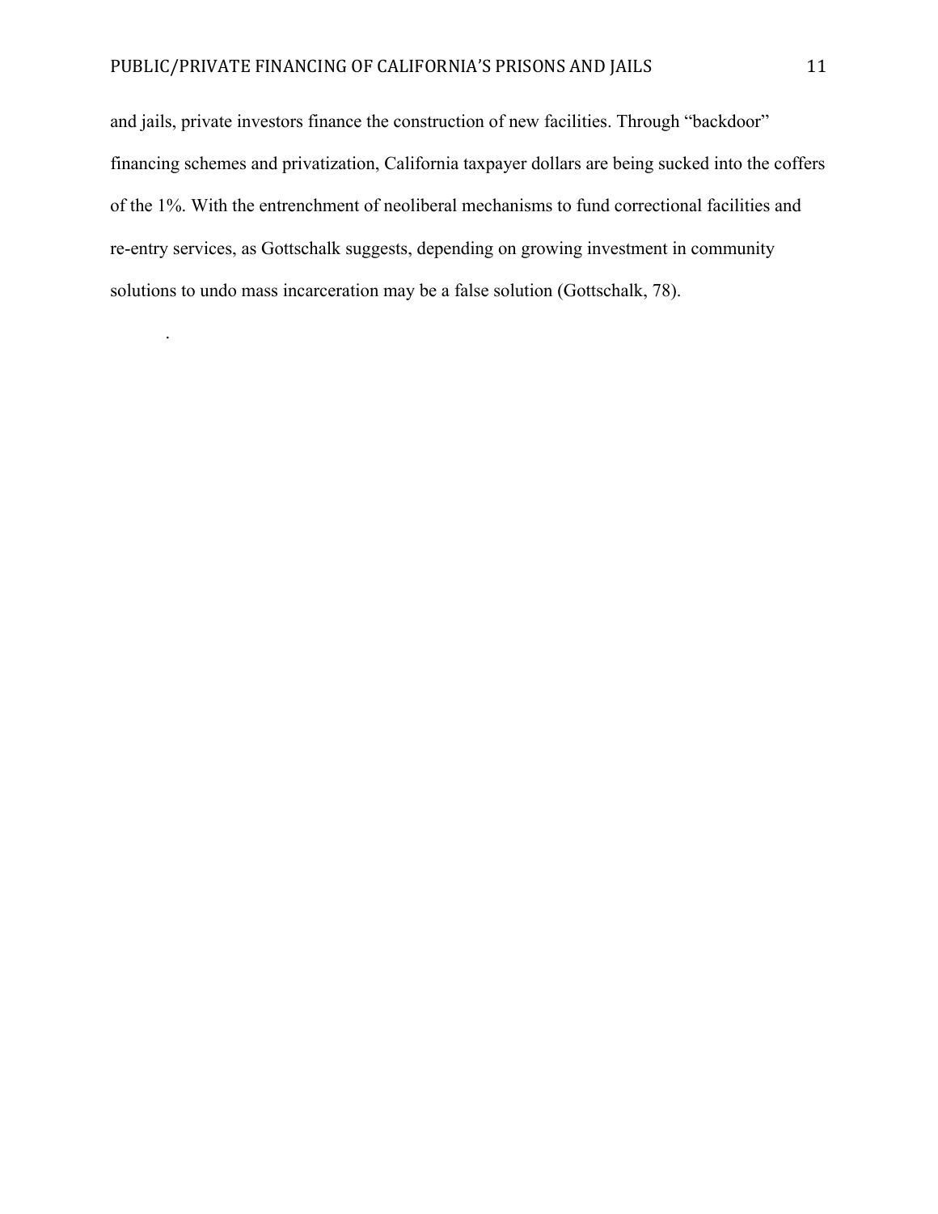and jails, private investors finance the construction of new facilities. Through "backdoor" financing schemes and privatization, California taxpayer dollars are being sucked into the coffers of the 1%. With the entrenchment of neoliberal mechanisms to fund correctional facilities and re-entry services, as Gottschalk suggests, depending on growing investment in community solutions to undo mass incarceration may be a false solution (Gottschalk, 78).

.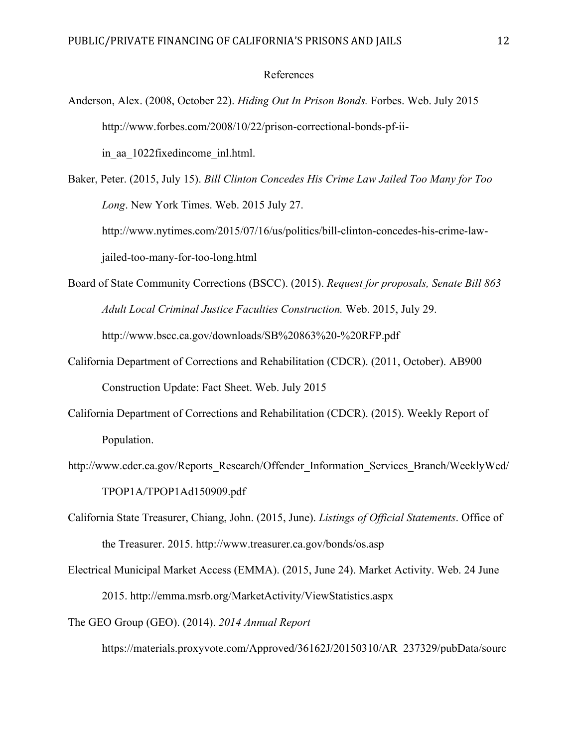# References

Anderson, Alex. (2008, October 22). *Hiding Out In Prison Bonds.* Forbes. Web. July 2015 http://www.forbes.com/2008/10/22/prison-correctional-bonds-pf-ii-in_aa_1022fixedincome_inl.html.

Baker, Peter. (2015, July 15). *Bill Clinton Concedes His Crime Law Jailed Too Many for Too Long*. New York Times. Web. 2015 July 27. http://www.nytimes.com/2015/07/16/us/politics/bill-clinton-concedes-his-crime-law-jailed-too-many-for-too-long.html

Board of State Community Corrections (BSCC). (2015). *Request for proposals, Senate Bill 863 Adult Local Criminal Justice Faculties Construction.* Web. 2015, July 29. http://www.bscc.ca.gov/downloads/SB%20863%20-%20RFP.pdf

California Department of Corrections and Rehabilitation (CDCR). (2011, October). AB900 Construction Update: Fact Sheet. Web. July 2015

California Department of Corrections and Rehabilitation (CDCR). (2015). Weekly Report of Population. http://www.cdcr.ca.gov/Reports_Research/Offender_Information_Services_Branch/WeeklyWed/TPOP1A/TPOP1Ad150909.pdf

California State Treasurer, Chiang, John. (2015, June). *Listings of Official Statements*. Office of the Treasurer. 2015. http://www.treasurer.ca.gov/bonds/os.asp

Electrical Municipal Market Access (EMMA). (2015, June 24). Market Activity. Web. 24 June 2015. http://emma.msrb.org/MarketActivity/ViewStatistics.aspx

The GEO Group (GEO). (2014). *2014 Annual Report* https://materials.proxyvote.com/Approved/36162J/20150310/AR_237329/pubData/sourc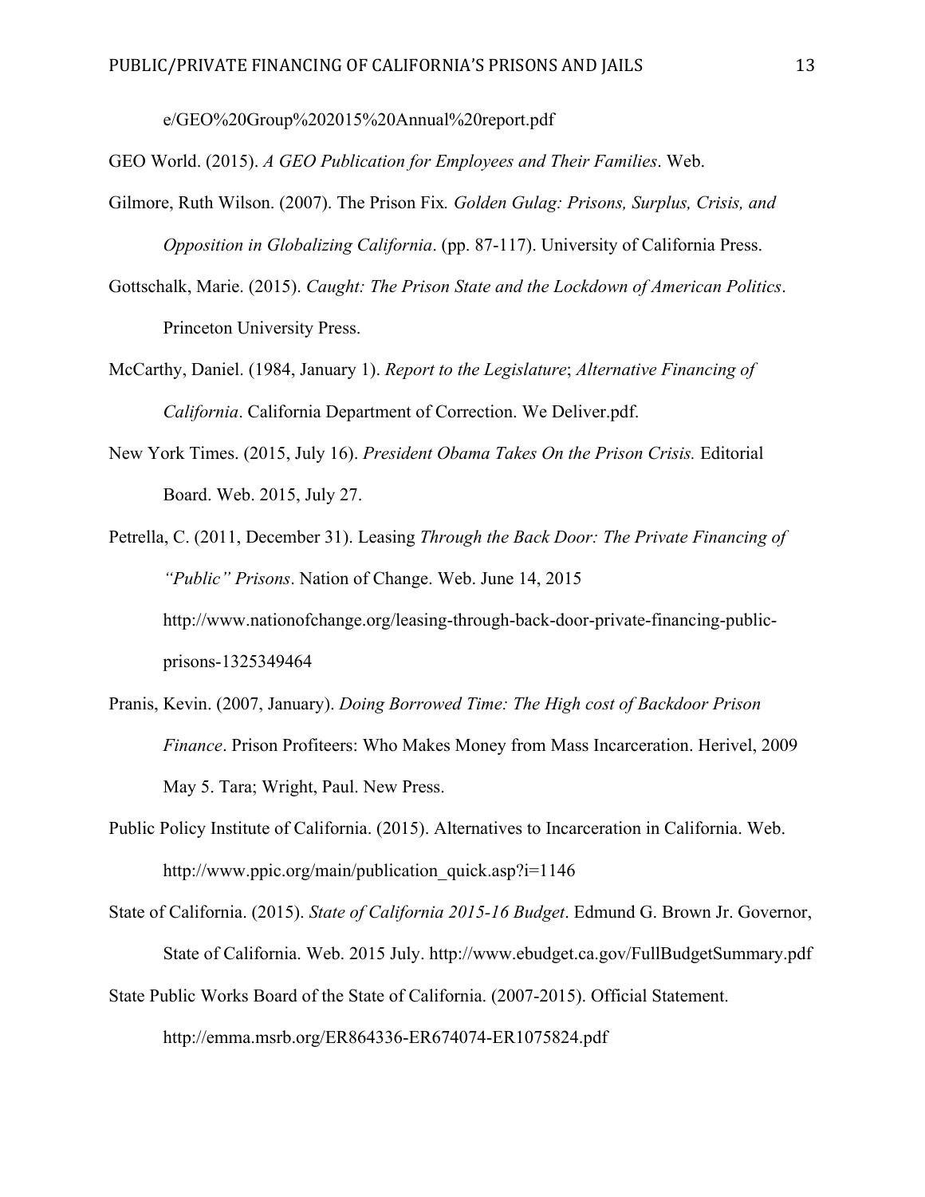e/GEO%20Group%202015%20Annual%20report.pdf

GEO World. (2015). *A GEO Publication for Employees and Their Families*. Web.

Gilmore, Ruth Wilson. (2007). The Prison Fix*. Golden Gulag: Prisons, Surplus, Crisis, and Opposition in Globalizing California*. (pp. 87-117). University of California Press.

Gottschalk, Marie. (2015). *Caught: The Prison State and the Lockdown of American Politics*. Princeton University Press.

McCarthy, Daniel. (1984, January 1). *Report to the Legislature*; *Alternative Financing of California*. California Department of Correction. We Deliver.pdf.

New York Times. (2015, July 16). *President Obama Takes On the Prison Crisis.* Editorial Board. Web. 2015, July 27.

Petrella, C. (2011, December 31). Leasing *Through the Back Door: The Private Financing of "Public" Prisons*. Nation of Change. Web. June 14, 2015 http://www.nationofchange.org/leasing-through-back-door-private-financing-public-prisons-1325349464

Pranis, Kevin. (2007, January). *Doing Borrowed Time: The High cost of Backdoor Prison Finance*. Prison Profiteers: Who Makes Money from Mass Incarceration. Herivel, 2009 May 5. Tara; Wright, Paul. New Press.

Public Policy Institute of California. (2015). Alternatives to Incarceration in California. Web. http://www.ppic.org/main/publication_quick.asp?i=1146

State of California. (2015). *State of California 2015-16 Budget*. Edmund G. Brown Jr. Governor, State of California. Web. 2015 July. http://www.ebudget.ca.gov/FullBudgetSummary.pdf

State Public Works Board of the State of California. (2007-2015). Official Statement. http://emma.msrb.org/ER864336-ER674074-ER1075824.pdf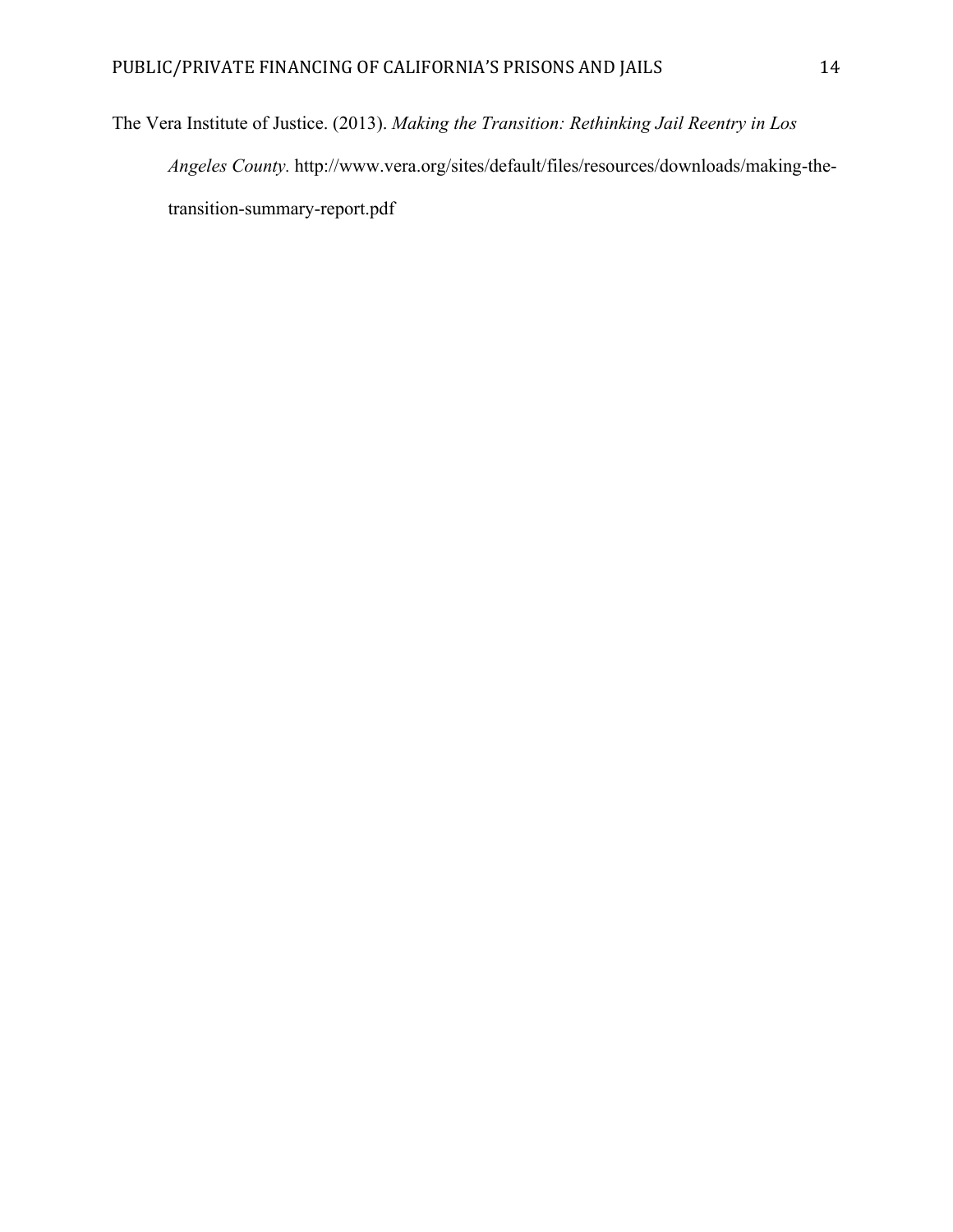The Vera Institute of Justice. (2013). *Making the Transition: Rethinking Jail Reentry in Los Angeles County.* http://www.vera.org/sites/default/files/resources/downloads/making-the-transition-summary-report.pdf